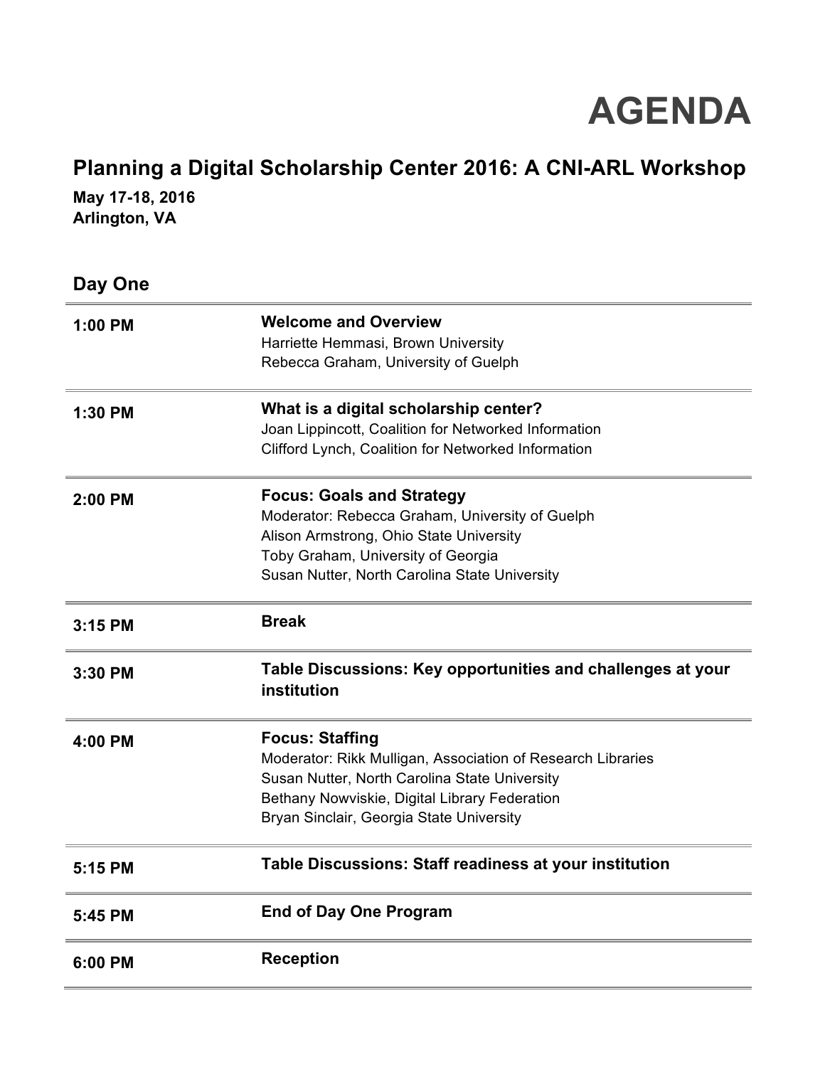# AGENDA

## Planning a Digital Scholarship Center 2016: A CNI-ARL Workshop

**May 17-18, 2016**
**Arlington, VA**

### Day One

| | |
|---|---|
| **1:00 PM** | **Welcome and Overview**<br>Harriette Hemmasi, Brown University<br>Rebecca Graham, University of Guelph |
| **1:30 PM** | **What is a digital scholarship center?**<br>Joan Lippincott, Coalition for Networked Information<br>Clifford Lynch, Coalition for Networked Information |
| **2:00 PM** | **Focus: Goals and Strategy**<br>Moderator: Rebecca Graham, University of Guelph<br>Alison Armstrong, Ohio State University<br>Toby Graham, University of Georgia<br>Susan Nutter, North Carolina State University |
| **3:15 PM** | **Break** |
| **3:30 PM** | **Table Discussions: Key opportunities and challenges at your institution** |
| **4:00 PM** | **Focus: Staffing**<br>Moderator: Rikk Mulligan, Association of Research Libraries<br>Susan Nutter, North Carolina State University<br>Bethany Nowviskie, Digital Library Federation<br>Bryan Sinclair, Georgia State University |
| **5:15 PM** | **Table Discussions: Staff readiness at your institution** |
| **5:45 PM** | **End of Day One Program** |
| **6:00 PM** | **Reception** |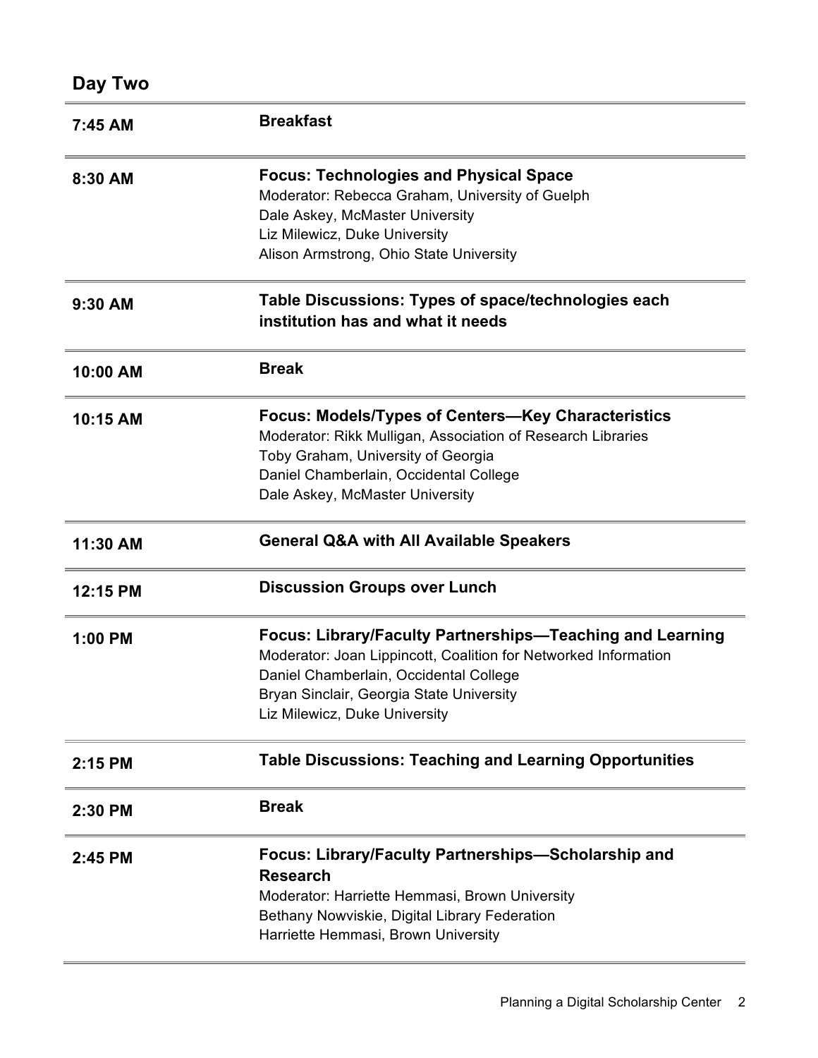## Day Two

| Time | Session |
|---|---|
| 7:45 AM | **Breakfast** |
| 8:30 AM | **Focus: Technologies and Physical Space**<br>Moderator: Rebecca Graham, University of Guelph<br>Dale Askey, McMaster University<br>Liz Milewicz, Duke University<br>Alison Armstrong, Ohio State University |
| 9:30 AM | **Table Discussions: Types of space/technologies each institution has and what it needs** |
| 10:00 AM | **Break** |
| 10:15 AM | **Focus: Models/Types of Centers—Key Characteristics**<br>Moderator: Rikk Mulligan, Association of Research Libraries<br>Toby Graham, University of Georgia<br>Daniel Chamberlain, Occidental College<br>Dale Askey, McMaster University |
| 11:30 AM | **General Q&A with All Available Speakers** |
| 12:15 PM | **Discussion Groups over Lunch** |
| 1:00 PM | **Focus: Library/Faculty Partnerships—Teaching and Learning**<br>Moderator: Joan Lippincott, Coalition for Networked Information<br>Daniel Chamberlain, Occidental College<br>Bryan Sinclair, Georgia State University<br>Liz Milewicz, Duke University |
| 2:15 PM | **Table Discussions: Teaching and Learning Opportunities** |
| 2:30 PM | **Break** |
| 2:45 PM | **Focus: Library/Faculty Partnerships—Scholarship and Research**<br>Moderator: Harriette Hemmasi, Brown University<br>Bethany Nowviskie, Digital Library Federation<br>Harriette Hemmasi, Brown University |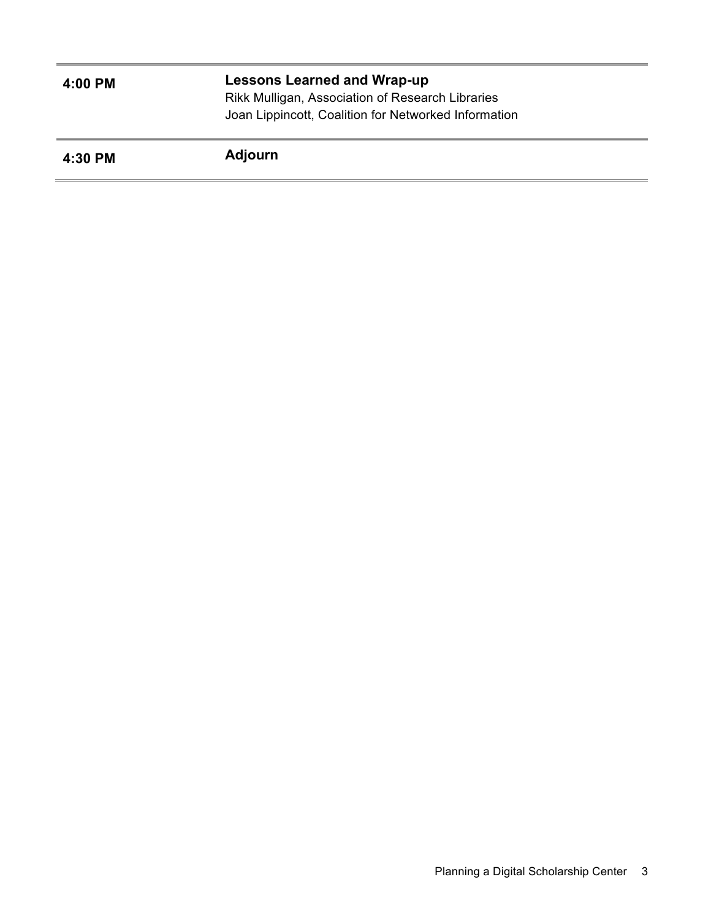| | |
|---|---|
| **4:00 PM** | **Lessons Learned and Wrap-up**<br>Rikk Mulligan, Association of Research Libraries<br>Joan Lippincott, Coalition for Networked Information |
| **4:30 PM** | **Adjourn** |